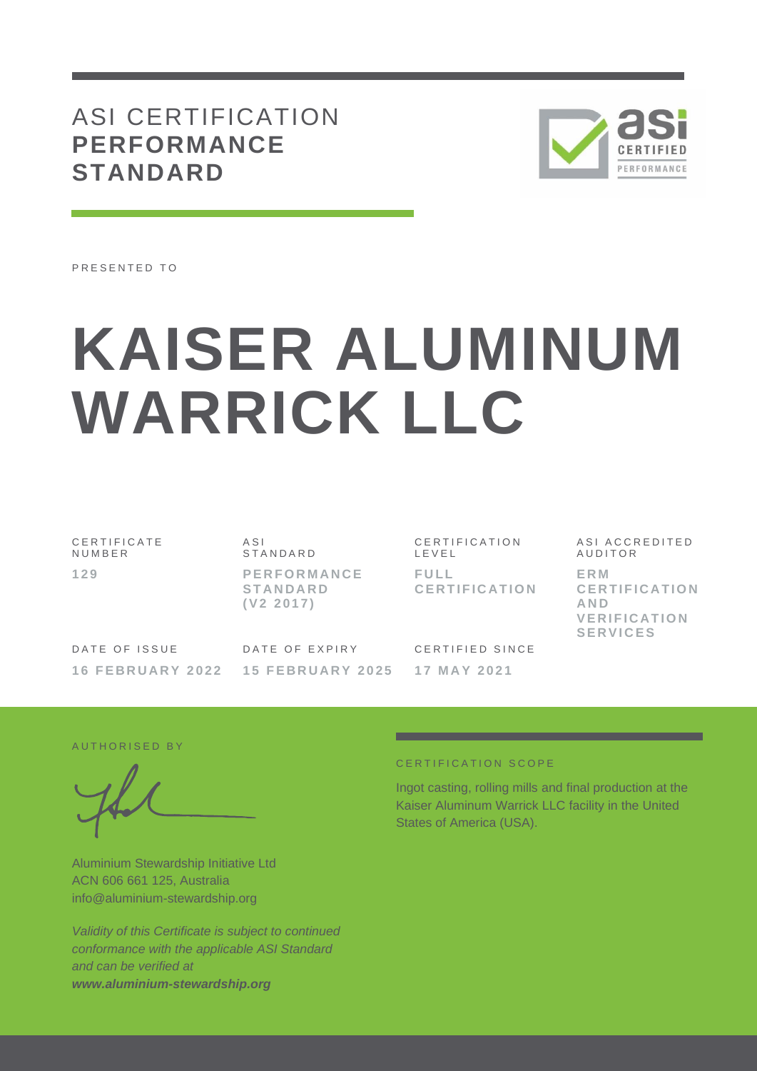# ASI CERTIFICATION **PERFORMANCE STANDARD**

PRESENTED TO

# KAISER ALUMINUM WARRICK LLC

| CERTIFICATE NUMBER | ASI STANDARD | CERTIFICATION LEVEL | ASI ACCREDITED AUDITOR |
|---|---|---|---|
| **129** | **PERFORMANCE STANDARD (V2 2017)** | **FULL CERTIFICATION** | **ERM CERTIFICATION AND VERIFICATION SERVICES** |

| DATE OF ISSUE | DATE OF EXPIRY | CERTIFIED SINCE |
|---|---|---|
| **16 FEBRUARY 2022** | **15 FEBRUARY 2025** | **17 MAY 2021** |

AUTHORISED BY

Aluminium Stewardship Initiative Ltd
ACN 606 661 125, Australia
info@aluminium-stewardship.org

*Validity of this Certificate is subject to continued conformance with the applicable ASI Standard and can be verified at* ***www.aluminium-stewardship.org***

CERTIFICATION SCOPE

Ingot casting, rolling mills and final production at the Kaiser Aluminum Warrick LLC facility in the United States of America (USA).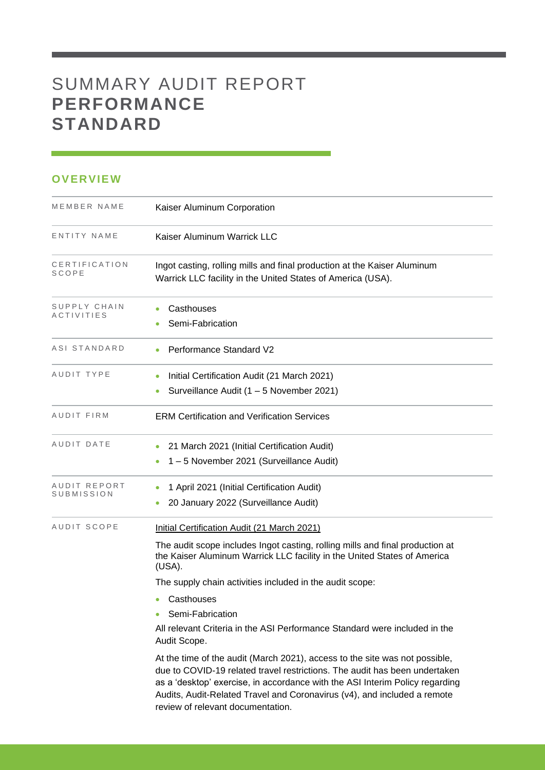# SUMMARY AUDIT REPORT **PERFORMANCE STANDARD**

## OVERVIEW

| | |
|---|---|
| MEMBER NAME | Kaiser Aluminum Corporation |
| ENTITY NAME | Kaiser Aluminum Warrick LLC |
| CERTIFICATION SCOPE | Ingot casting, rolling mills and final production at the Kaiser Aluminum Warrick LLC facility in the United States of America (USA). |
| SUPPLY CHAIN ACTIVITIES | • Casthouses<br>• Semi-Fabrication |
| ASI STANDARD | • Performance Standard V2 |
| AUDIT TYPE | • Initial Certification Audit (21 March 2021)<br>• Surveillance Audit (1 – 5 November 2021) |
| AUDIT FIRM | ERM Certification and Verification Services |
| AUDIT DATE | • 21 March 2021 (Initial Certification Audit)<br>• 1 – 5 November 2021 (Surveillance Audit) |
| AUDIT REPORT SUBMISSION | • 1 April 2021 (Initial Certification Audit)<br>• 20 January 2022 (Surveillance Audit) |
| AUDIT SCOPE | Initial Certification Audit (21 March 2021)<br><br>The audit scope includes Ingot casting, rolling mills and final production at the Kaiser Aluminum Warrick LLC facility in the United States of America (USA).<br><br>The supply chain activities included in the audit scope:<br><br>• Casthouses<br>• Semi-Fabrication<br><br>All relevant Criteria in the ASI Performance Standard were included in the Audit Scope.<br><br>At the time of the audit (March 2021), access to the site was not possible, due to COVID-19 related travel restrictions. The audit has been undertaken as a 'desktop' exercise, in accordance with the ASI Interim Policy regarding Audits, Audit-Related Travel and Coronavirus (v4), and included a remote review of relevant documentation. |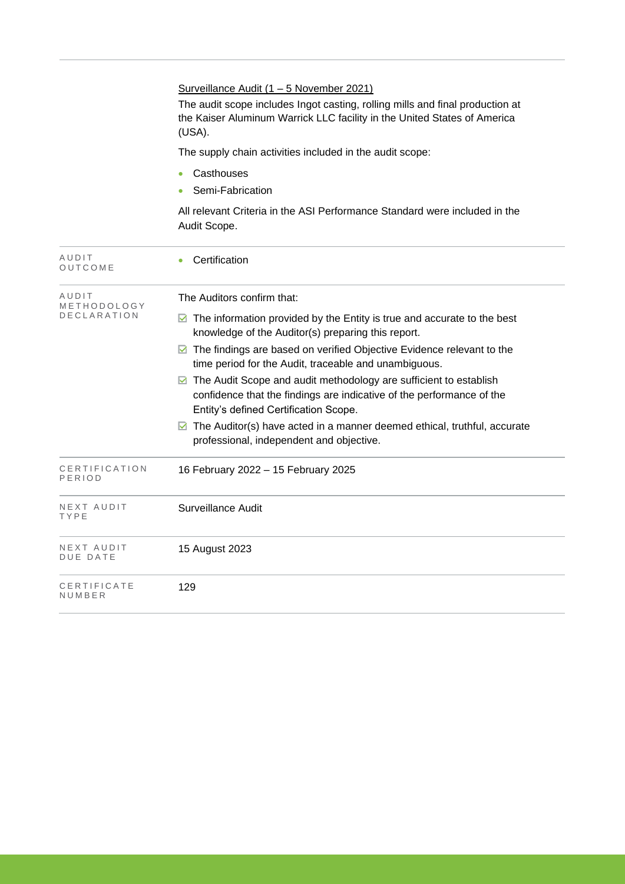| | |
|---|---|
| | <u>Surveillance Audit (1 – 5 November 2021)</u><br><br>The audit scope includes Ingot casting, rolling mills and final production at the Kaiser Aluminum Warrick LLC facility in the United States of America (USA).<br><br>The supply chain activities included in the audit scope:<br><br>• Casthouses<br>• Semi-Fabrication<br><br>All relevant Criteria in the ASI Performance Standard were included in the Audit Scope. |
| AUDIT OUTCOME | • Certification |
| AUDIT METHODOLOGY DECLARATION | The Auditors confirm that:<br><br>☑ The information provided by the Entity is true and accurate to the best knowledge of the Auditor(s) preparing this report.<br>☑ The findings are based on verified Objective Evidence relevant to the time period for the Audit, traceable and unambiguous.<br>☑ The Audit Scope and audit methodology are sufficient to establish confidence that the findings are indicative of the performance of the Entity's defined Certification Scope.<br>☑ The Auditor(s) have acted in a manner deemed ethical, truthful, accurate professional, independent and objective. |
| CERTIFICATION PERIOD | 16 February 2022 – 15 February 2025 |
| NEXT AUDIT TYPE | Surveillance Audit |
| NEXT AUDIT DUE DATE | 15 August 2023 |
| CERTIFICATE NUMBER | 129 |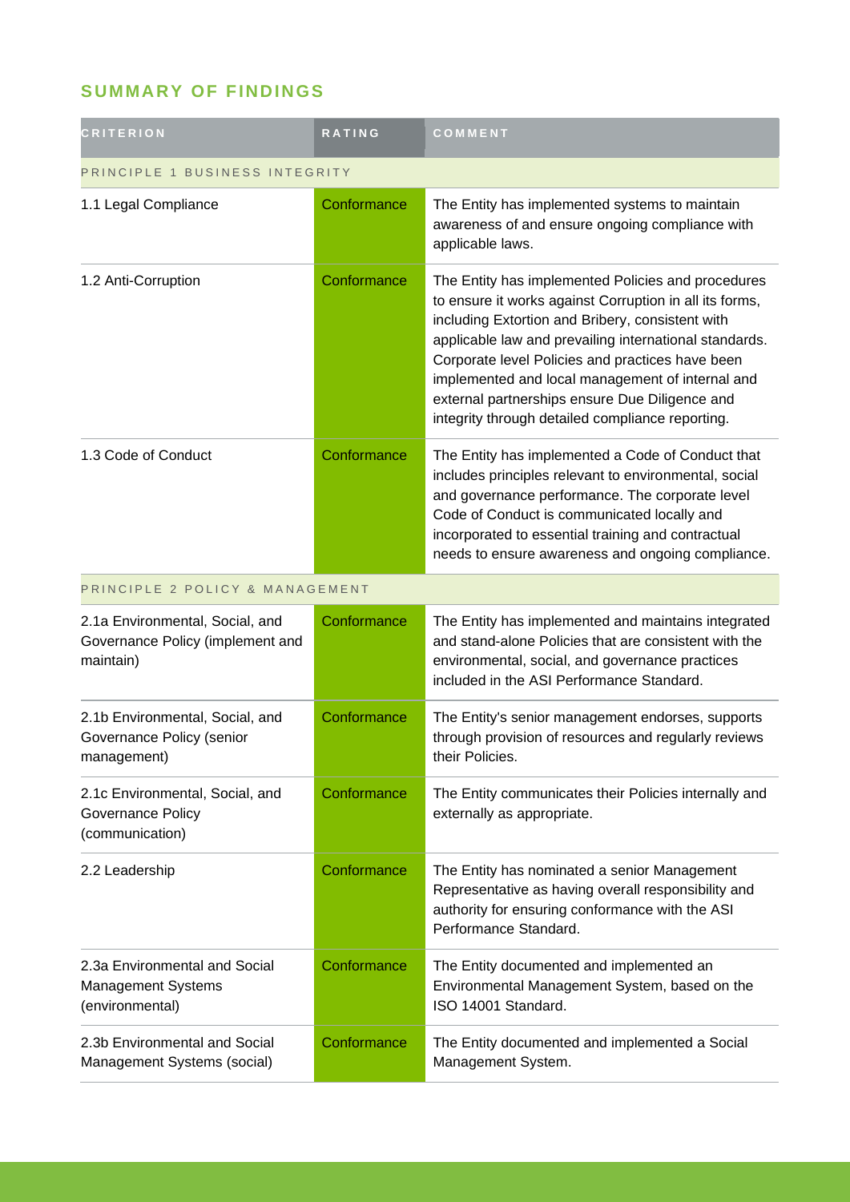## SUMMARY OF FINDINGS

| CRITERION | RATING | COMMENT |
|---|---|---|
| PRINCIPLE 1 BUSINESS INTEGRITY | | |
| 1.1 Legal Compliance | Conformance | The Entity has implemented systems to maintain awareness of and ensure ongoing compliance with applicable laws. |
| 1.2 Anti-Corruption | Conformance | The Entity has implemented Policies and procedures to ensure it works against Corruption in all its forms, including Extortion and Bribery, consistent with applicable law and prevailing international standards. Corporate level Policies and practices have been implemented and local management of internal and external partnerships ensure Due Diligence and integrity through detailed compliance reporting. |
| 1.3 Code of Conduct | Conformance | The Entity has implemented a Code of Conduct that includes principles relevant to environmental, social and governance performance. The corporate level Code of Conduct is communicated locally and incorporated to essential training and contractual needs to ensure awareness and ongoing compliance. |
| PRINCIPLE 2 POLICY & MANAGEMENT | | |
| 2.1a Environmental, Social, and Governance Policy (implement and maintain) | Conformance | The Entity has implemented and maintains integrated and stand-alone Policies that are consistent with the environmental, social, and governance practices included in the ASI Performance Standard. |
| 2.1b Environmental, Social, and Governance Policy (senior management) | Conformance | The Entity's senior management endorses, supports through provision of resources and regularly reviews their Policies. |
| 2.1c Environmental, Social, and Governance Policy (communication) | Conformance | The Entity communicates their Policies internally and externally as appropriate. |
| 2.2 Leadership | Conformance | The Entity has nominated a senior Management Representative as having overall responsibility and authority for ensuring conformance with the ASI Performance Standard. |
| 2.3a Environmental and Social Management Systems (environmental) | Conformance | The Entity documented and implemented an Environmental Management System, based on the ISO 14001 Standard. |
| 2.3b Environmental and Social Management Systems (social) | Conformance | The Entity documented and implemented a Social Management System. |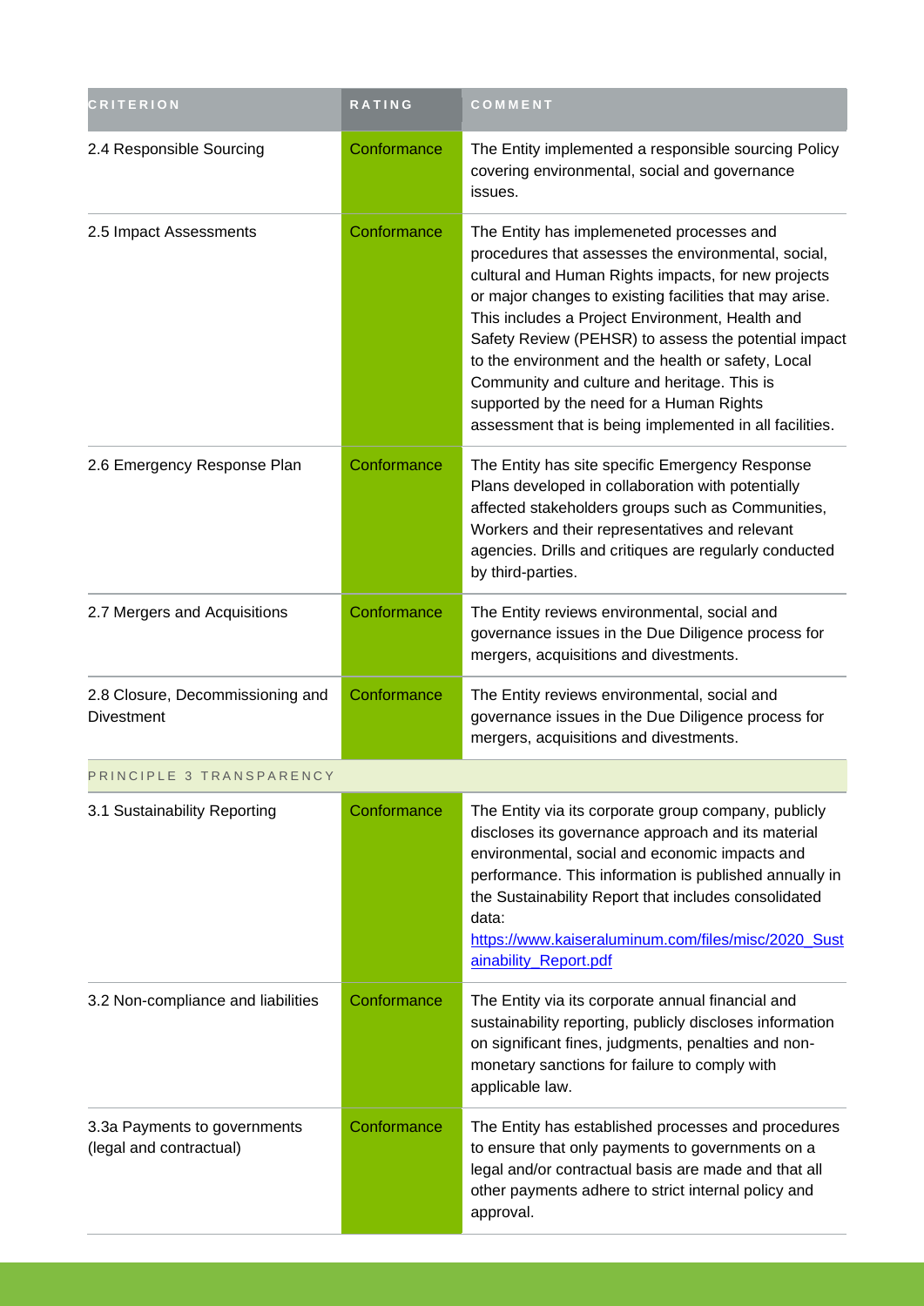| CRITERION | RATING | COMMENT |
|---|---|---|
| 2.4 Responsible Sourcing | Conformance | The Entity implemented a responsible sourcing Policy covering environmental, social and governance issues. |
| 2.5 Impact Assessments | Conformance | The Entity has implemeneted processes and procedures that assesses the environmental, social, cultural and Human Rights impacts, for new projects or major changes to existing facilities that may arise. This includes a Project Environment, Health and Safety Review (PEHSR) to assess the potential impact to the environment and the health or safety, Local Community and culture and heritage. This is supported by the need for a Human Rights assessment that is being implemented in all facilities. |
| 2.6 Emergency Response Plan | Conformance | The Entity has site specific Emergency Response Plans developed in collaboration with potentially affected stakeholders groups such as Communities, Workers and their representatives and relevant agencies. Drills and critiques are regularly conducted by third-parties. |
| 2.7 Mergers and Acquisitions | Conformance | The Entity reviews environmental, social and governance issues in the Due Diligence process for mergers, acquisitions and divestments. |
| 2.8 Closure, Decommissioning and Divestment | Conformance | The Entity reviews environmental, social and governance issues in the Due Diligence process for mergers, acquisitions and divestments. |
| PRINCIPLE 3 TRANSPARENCY | | |
| 3.1 Sustainability Reporting | Conformance | The Entity via its corporate group company, publicly discloses its governance approach and its material environmental, social and economic impacts and performance. This information is published annually in the Sustainability Report that includes consolidated data: [https://www.kaiseraluminum.com/files/misc/2020_Sustainability_Report.pdf](https://www.kaiseraluminum.com/files/misc/2020_Sustainability_Report.pdf) |
| 3.2 Non-compliance and liabilities | Conformance | The Entity via its corporate annual financial and sustainability reporting, publicly discloses information on significant fines, judgments, penalties and non-monetary sanctions for failure to comply with applicable law. |
| 3.3a Payments to governments (legal and contractual) | Conformance | The Entity has established processes and procedures to ensure that only payments to governments on a legal and/or contractual basis are made and that all other payments adhere to strict internal policy and approval. |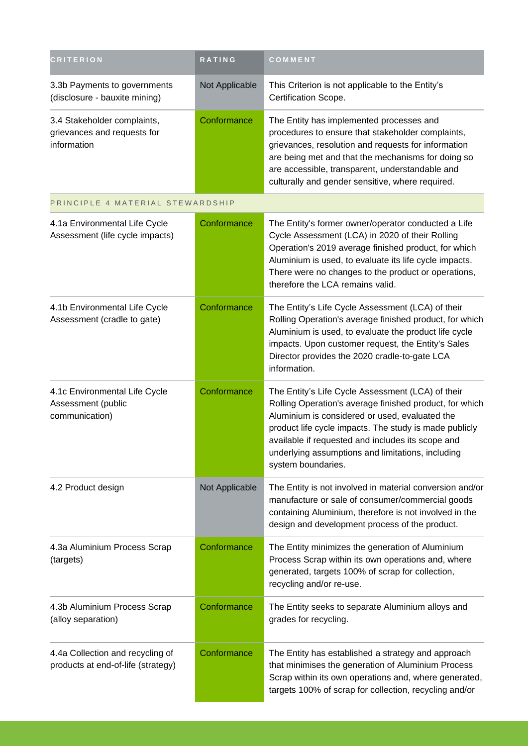| CRITERION | RATING | COMMENT |
| --- | --- | --- |
| 3.3b Payments to governments (disclosure - bauxite mining) | Not Applicable | This Criterion is not applicable to the Entity's Certification Scope. |
| 3.4 Stakeholder complaints, grievances and requests for information | Conformance | The Entity has implemented processes and procedures to ensure that stakeholder complaints, grievances, resolution and requests for information are being met and that the mechanisms for doing so are accessible, transparent, understandable and culturally and gender sensitive, where required. |
| PRINCIPLE 4 MATERIAL STEWARDSHIP | | |
| 4.1a Environmental Life Cycle Assessment (life cycle impacts) | Conformance | The Entity's former owner/operator conducted a Life Cycle Assessment (LCA) in 2020 of their Rolling Operation's 2019 average finished product, for which Aluminium is used, to evaluate its life cycle impacts. There were no changes to the product or operations, therefore the LCA remains valid. |
| 4.1b Environmental Life Cycle Assessment (cradle to gate) | Conformance | The Entity's Life Cycle Assessment (LCA) of their Rolling Operation's average finished product, for which Aluminium is used, to evaluate the product life cycle impacts. Upon customer request, the Entity's Sales Director provides the 2020 cradle-to-gate LCA information. |
| 4.1c Environmental Life Cycle Assessment (public communication) | Conformance | The Entity's Life Cycle Assessment (LCA) of their Rolling Operation's average finished product, for which Aluminium is considered or used, evaluated the product life cycle impacts. The study is made publicly available if requested and includes its scope and underlying assumptions and limitations, including system boundaries. |
| 4.2 Product design | Not Applicable | The Entity is not involved in material conversion and/or manufacture or sale of consumer/commercial goods containing Aluminium, therefore is not involved in the design and development process of the product. |
| 4.3a Aluminium Process Scrap (targets) | Conformance | The Entity minimizes the generation of Aluminium Process Scrap within its own operations and, where generated, targets 100% of scrap for collection, recycling and/or re-use. |
| 4.3b Aluminium Process Scrap (alloy separation) | Conformance | The Entity seeks to separate Aluminium alloys and grades for recycling. |
| 4.4a Collection and recycling of products at end-of-life (strategy) | Conformance | The Entity has established a strategy and approach that minimises the generation of Aluminium Process Scrap within its own operations and, where generated, targets 100% of scrap for collection, recycling and/or |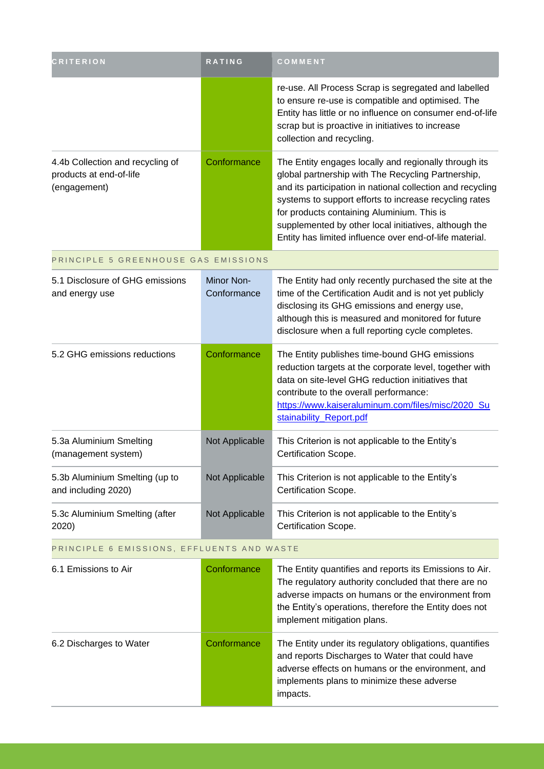| CRITERION | RATING | COMMENT |
| --- | --- | --- |
| | | re-use. All Process Scrap is segregated and labelled to ensure re-use is compatible and optimised. The Entity has little or no influence on consumer end-of-life scrap but is proactive in initiatives to increase collection and recycling. |
| 4.4b Collection and recycling of products at end-of-life (engagement) | Conformance | The Entity engages locally and regionally through its global partnership with The Recycling Partnership, and its participation in national collection and recycling systems to support efforts to increase recycling rates for products containing Aluminium. This is supplemented by other local initiatives, although the Entity has limited influence over end-of-life material. |
| PRINCIPLE 5 GREENHOUSE GAS EMISSIONS | | |
| 5.1 Disclosure of GHG emissions and energy use | Minor Non-Conformance | The Entity had only recently purchased the site at the time of the Certification Audit and is not yet publicly disclosing its GHG emissions and energy use, although this is measured and monitored for future disclosure when a full reporting cycle completes. |
| 5.2 GHG emissions reductions | Conformance | The Entity publishes time-bound GHG emissions reduction targets at the corporate level, together with data on site-level GHG reduction initiatives that contribute to the overall performance: [https://www.kaiseraluminum.com/files/misc/2020_Sustainability_Report.pdf](https://www.kaiseraluminum.com/files/misc/2020_Sustainability_Report.pdf) |
| 5.3a Aluminium Smelting (management system) | Not Applicable | This Criterion is not applicable to the Entity's Certification Scope. |
| 5.3b Aluminium Smelting (up to and including 2020) | Not Applicable | This Criterion is not applicable to the Entity's Certification Scope. |
| 5.3c Aluminium Smelting (after 2020) | Not Applicable | This Criterion is not applicable to the Entity's Certification Scope. |
| PRINCIPLE 6 EMISSIONS, EFFLUENTS AND WASTE | | |
| 6.1 Emissions to Air | Conformance | The Entity quantifies and reports its Emissions to Air. The regulatory authority concluded that there are no adverse impacts on humans or the environment from the Entity's operations, therefore the Entity does not implement mitigation plans. |
| 6.2 Discharges to Water | Conformance | The Entity under its regulatory obligations, quantifies and reports Discharges to Water that could have adverse effects on humans or the environment, and implements plans to minimize these adverse impacts. |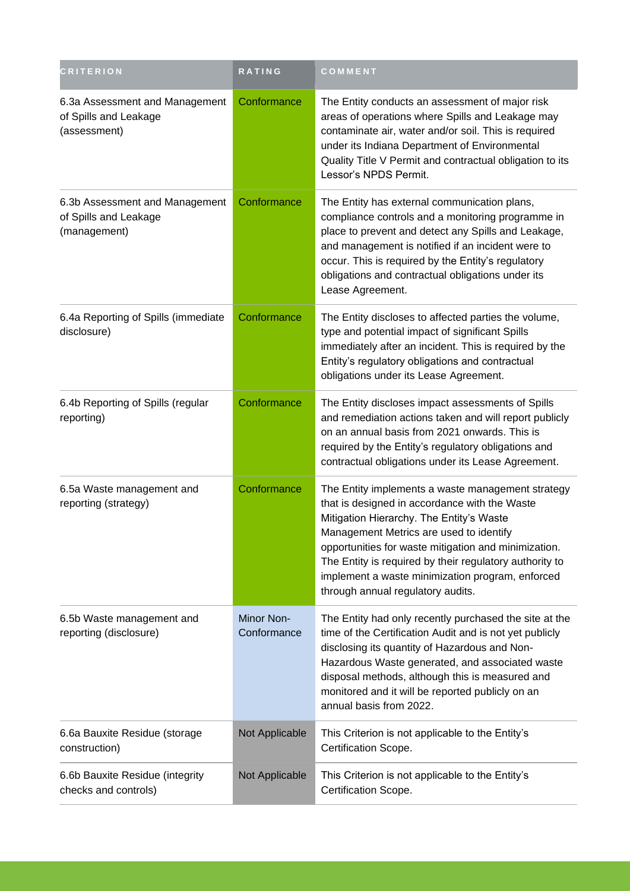| CRITERION | RATING | COMMENT |
| --- | --- | --- |
| 6.3a Assessment and Management of Spills and Leakage (assessment) | Conformance | The Entity conducts an assessment of major risk areas of operations where Spills and Leakage may contaminate air, water and/or soil. This is required under its Indiana Department of Environmental Quality Title V Permit and contractual obligation to its Lessor's NPDS Permit. |
| 6.3b Assessment and Management of Spills and Leakage (management) | Conformance | The Entity has external communication plans, compliance controls and a monitoring programme in place to prevent and detect any Spills and Leakage, and management is notified if an incident were to occur. This is required by the Entity's regulatory obligations and contractual obligations under its Lease Agreement. |
| 6.4a Reporting of Spills (immediate disclosure) | Conformance | The Entity discloses to affected parties the volume, type and potential impact of significant Spills immediately after an incident. This is required by the Entity's regulatory obligations and contractual obligations under its Lease Agreement. |
| 6.4b Reporting of Spills (regular reporting) | Conformance | The Entity discloses impact assessments of Spills and remediation actions taken and will report publicly on an annual basis from 2021 onwards. This is required by the Entity's regulatory obligations and contractual obligations under its Lease Agreement. |
| 6.5a Waste management and reporting (strategy) | Conformance | The Entity implements a waste management strategy that is designed in accordance with the Waste Mitigation Hierarchy. The Entity's Waste Management Metrics are used to identify opportunities for waste mitigation and minimization. The Entity is required by their regulatory authority to implement a waste minimization program, enforced through annual regulatory audits. |
| 6.5b Waste management and reporting (disclosure) | Minor Non-Conformance | The Entity had only recently purchased the site at the time of the Certification Audit and is not yet publicly disclosing its quantity of Hazardous and Non-Hazardous Waste generated, and associated waste disposal methods, although this is measured and monitored and it will be reported publicly on an annual basis from 2022. |
| 6.6a Bauxite Residue (storage construction) | Not Applicable | This Criterion is not applicable to the Entity's Certification Scope. |
| 6.6b Bauxite Residue (integrity checks and controls) | Not Applicable | This Criterion is not applicable to the Entity's Certification Scope. |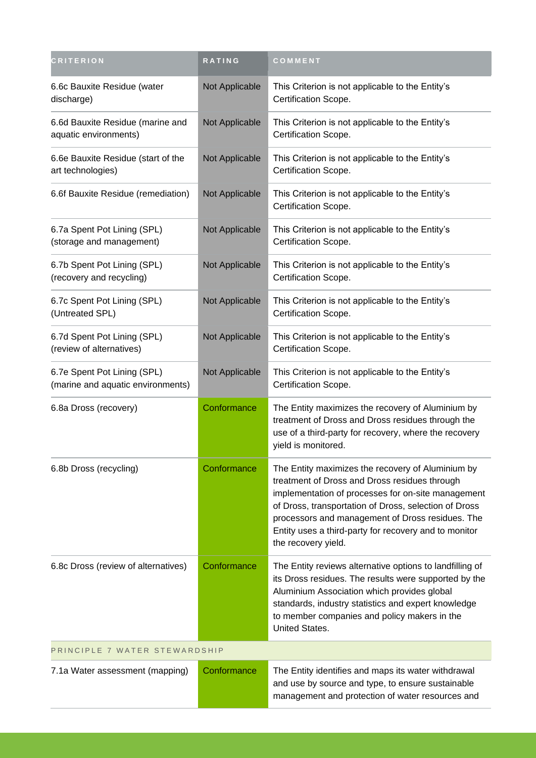| CRITERION | RATING | COMMENT |
| --- | --- | --- |
| 6.6c Bauxite Residue (water discharge) | Not Applicable | This Criterion is not applicable to the Entity's Certification Scope. |
| 6.6d Bauxite Residue (marine and aquatic environments) | Not Applicable | This Criterion is not applicable to the Entity's Certification Scope. |
| 6.6e Bauxite Residue (start of the art technologies) | Not Applicable | This Criterion is not applicable to the Entity's Certification Scope. |
| 6.6f Bauxite Residue (remediation) | Not Applicable | This Criterion is not applicable to the Entity's Certification Scope. |
| 6.7a Spent Pot Lining (SPL) (storage and management) | Not Applicable | This Criterion is not applicable to the Entity's Certification Scope. |
| 6.7b Spent Pot Lining (SPL) (recovery and recycling) | Not Applicable | This Criterion is not applicable to the Entity's Certification Scope. |
| 6.7c Spent Pot Lining (SPL) (Untreated SPL) | Not Applicable | This Criterion is not applicable to the Entity's Certification Scope. |
| 6.7d Spent Pot Lining (SPL) (review of alternatives) | Not Applicable | This Criterion is not applicable to the Entity's Certification Scope. |
| 6.7e Spent Pot Lining (SPL) (marine and aquatic environments) | Not Applicable | This Criterion is not applicable to the Entity's Certification Scope. |
| 6.8a Dross (recovery) | Conformance | The Entity maximizes the recovery of Aluminium by treatment of Dross and Dross residues through the use of a third-party for recovery, where the recovery yield is monitored. |
| 6.8b Dross (recycling) | Conformance | The Entity maximizes the recovery of Aluminium by treatment of Dross and Dross residues through implementation of processes for on-site management of Dross, transportation of Dross, selection of Dross processors and management of Dross residues. The Entity uses a third-party for recovery and to monitor the recovery yield. |
| 6.8c Dross (review of alternatives) | Conformance | The Entity reviews alternative options to landfilling of its Dross residues. The results were supported by the Aluminium Association which provides global standards, industry statistics and expert knowledge to member companies and policy makers in the United States. |
| PRINCIPLE 7 WATER STEWARDSHIP | | |
| 7.1a Water assessment (mapping) | Conformance | The Entity identifies and maps its water withdrawal and use by source and type, to ensure sustainable management and protection of water resources and |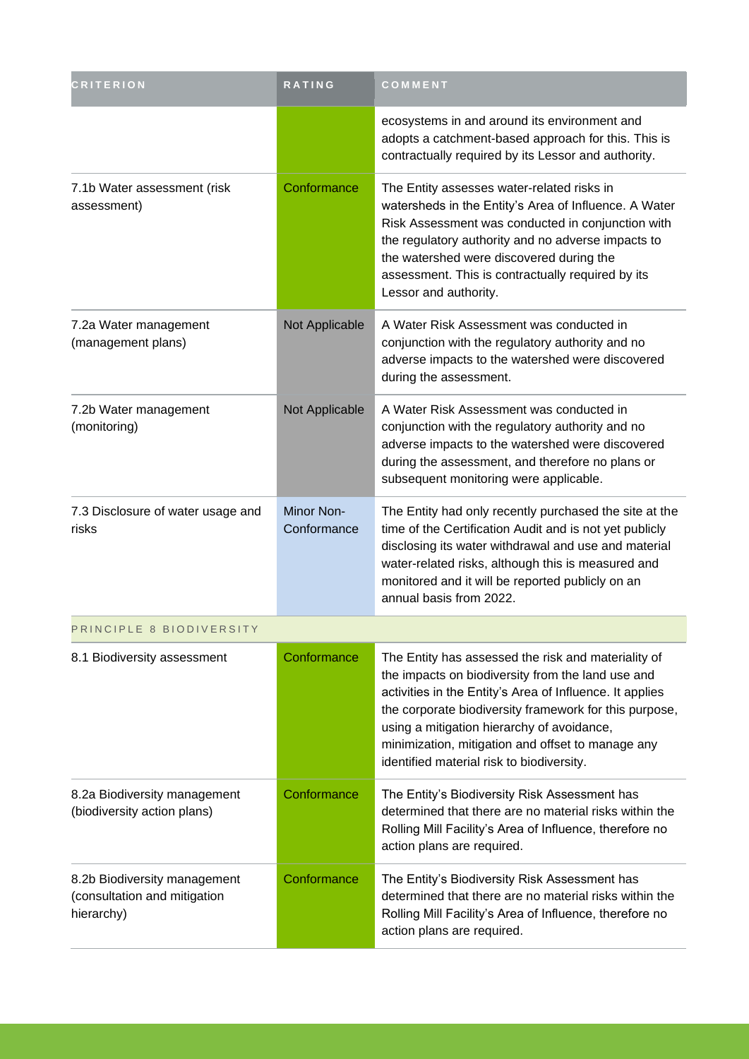| CRITERION | RATING | COMMENT |
|---|---|---|
| | | ecosystems in and around its environment and adopts a catchment-based approach for this. This is contractually required by its Lessor and authority. |
| 7.1b Water assessment (risk assessment) | Conformance | The Entity assesses water-related risks in watersheds in the Entity's Area of Influence. A Water Risk Assessment was conducted in conjunction with the regulatory authority and no adverse impacts to the watershed were discovered during the assessment. This is contractually required by its Lessor and authority. |
| 7.2a Water management (management plans) | Not Applicable | A Water Risk Assessment was conducted in conjunction with the regulatory authority and no adverse impacts to the watershed were discovered during the assessment. |
| 7.2b Water management (monitoring) | Not Applicable | A Water Risk Assessment was conducted in conjunction with the regulatory authority and no adverse impacts to the watershed were discovered during the assessment, and therefore no plans or subsequent monitoring were applicable. |
| 7.3 Disclosure of water usage and risks | Minor Non-Conformance | The Entity had only recently purchased the site at the time of the Certification Audit and is not yet publicly disclosing its water withdrawal and use and material water-related risks, although this is measured and monitored and it will be reported publicly on an annual basis from 2022. |
| PRINCIPLE 8 BIODIVERSITY | | |
| 8.1 Biodiversity assessment | Conformance | The Entity has assessed the risk and materiality of the impacts on biodiversity from the land use and activities in the Entity's Area of Influence. It applies the corporate biodiversity framework for this purpose, using a mitigation hierarchy of avoidance, minimization, mitigation and offset to manage any identified material risk to biodiversity. |
| 8.2a Biodiversity management (biodiversity action plans) | Conformance | The Entity's Biodiversity Risk Assessment has determined that there are no material risks within the Rolling Mill Facility's Area of Influence, therefore no action plans are required. |
| 8.2b Biodiversity management (consultation and mitigation hierarchy) | Conformance | The Entity's Biodiversity Risk Assessment has determined that there are no material risks within the Rolling Mill Facility's Area of Influence, therefore no action plans are required. |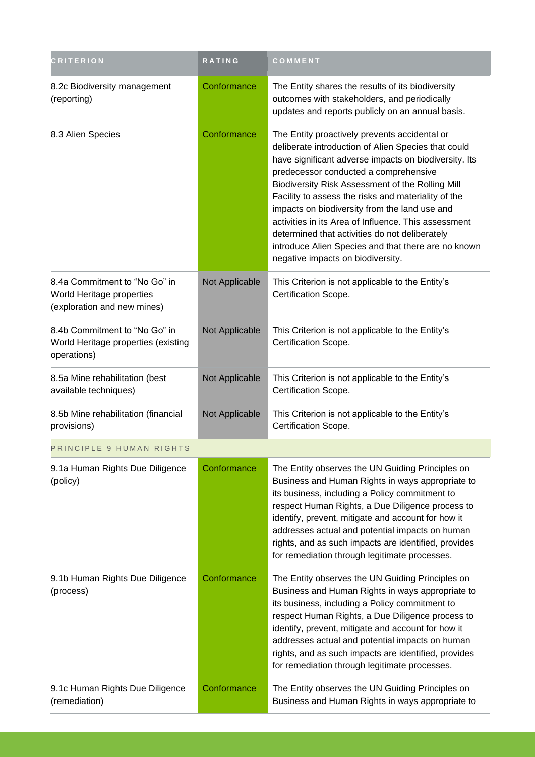| CRITERION | RATING | COMMENT |
| --- | --- | --- |
| 8.2c Biodiversity management (reporting) | Conformance | The Entity shares the results of its biodiversity outcomes with stakeholders, and periodically updates and reports publicly on an annual basis. |
| 8.3 Alien Species | Conformance | The Entity proactively prevents accidental or deliberate introduction of Alien Species that could have significant adverse impacts on biodiversity. Its predecessor conducted a comprehensive Biodiversity Risk Assessment of the Rolling Mill Facility to assess the risks and materiality of the impacts on biodiversity from the land use and activities in its Area of Influence. This assessment determined that activities do not deliberately introduce Alien Species and that there are no known negative impacts on biodiversity. |
| 8.4a Commitment to "No Go" in World Heritage properties (exploration and new mines) | Not Applicable | This Criterion is not applicable to the Entity's Certification Scope. |
| 8.4b Commitment to "No Go" in World Heritage properties (existing operations) | Not Applicable | This Criterion is not applicable to the Entity's Certification Scope. |
| 8.5a Mine rehabilitation (best available techniques) | Not Applicable | This Criterion is not applicable to the Entity's Certification Scope. |
| 8.5b Mine rehabilitation (financial provisions) | Not Applicable | This Criterion is not applicable to the Entity's Certification Scope. |
| PRINCIPLE 9 HUMAN RIGHTS | | |
| 9.1a Human Rights Due Diligence (policy) | Conformance | The Entity observes the UN Guiding Principles on Business and Human Rights in ways appropriate to its business, including a Policy commitment to respect Human Rights, a Due Diligence process to identify, prevent, mitigate and account for how it addresses actual and potential impacts on human rights, and as such impacts are identified, provides for remediation through legitimate processes. |
| 9.1b Human Rights Due Diligence (process) | Conformance | The Entity observes the UN Guiding Principles on Business and Human Rights in ways appropriate to its business, including a Policy commitment to respect Human Rights, a Due Diligence process to identify, prevent, mitigate and account for how it addresses actual and potential impacts on human rights, and as such impacts are identified, provides for remediation through legitimate processes. |
| 9.1c Human Rights Due Diligence (remediation) | Conformance | The Entity observes the UN Guiding Principles on Business and Human Rights in ways appropriate to |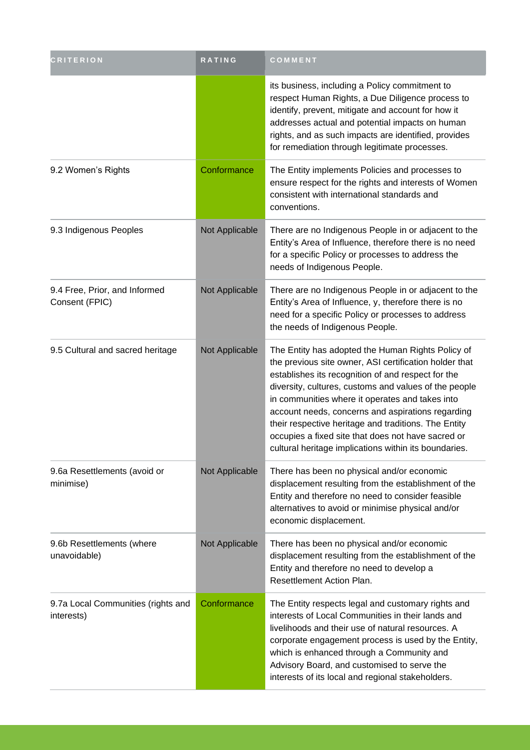| CRITERION | RATING | COMMENT |
| --- | --- | --- |
| | | its business, including a Policy commitment to respect Human Rights, a Due Diligence process to identify, prevent, mitigate and account for how it addresses actual and potential impacts on human rights, and as such impacts are identified, provides for remediation through legitimate processes. |
| 9.2 Women's Rights | Conformance | The Entity implements Policies and processes to ensure respect for the rights and interests of Women consistent with international standards and conventions. |
| 9.3 Indigenous Peoples | Not Applicable | There are no Indigenous People in or adjacent to the Entity's Area of Influence, therefore there is no need for a specific Policy or processes to address the needs of Indigenous People. |
| 9.4 Free, Prior, and Informed Consent (FPIC) | Not Applicable | There are no Indigenous People in or adjacent to the Entity's Area of Influence, y, therefore there is no need for a specific Policy or processes to address the needs of Indigenous People. |
| 9.5 Cultural and sacred heritage | Not Applicable | The Entity has adopted the Human Rights Policy of the previous site owner, ASI certification holder that establishes its recognition of and respect for the diversity, cultures, customs and values of the people in communities where it operates and takes into account needs, concerns and aspirations regarding their respective heritage and traditions. The Entity occupies a fixed site that does not have sacred or cultural heritage implications within its boundaries. |
| 9.6a Resettlements (avoid or minimise) | Not Applicable | There has been no physical and/or economic displacement resulting from the establishment of the Entity and therefore no need to consider feasible alternatives to avoid or minimise physical and/or economic displacement. |
| 9.6b Resettlements (where unavoidable) | Not Applicable | There has been no physical and/or economic displacement resulting from the establishment of the Entity and therefore no need to develop a Resettlement Action Plan. |
| 9.7a Local Communities (rights and interests) | Conformance | The Entity respects legal and customary rights and interests of Local Communities in their lands and livelihoods and their use of natural resources. A corporate engagement process is used by the Entity, which is enhanced through a Community and Advisory Board, and customised to serve the interests of its local and regional stakeholders. |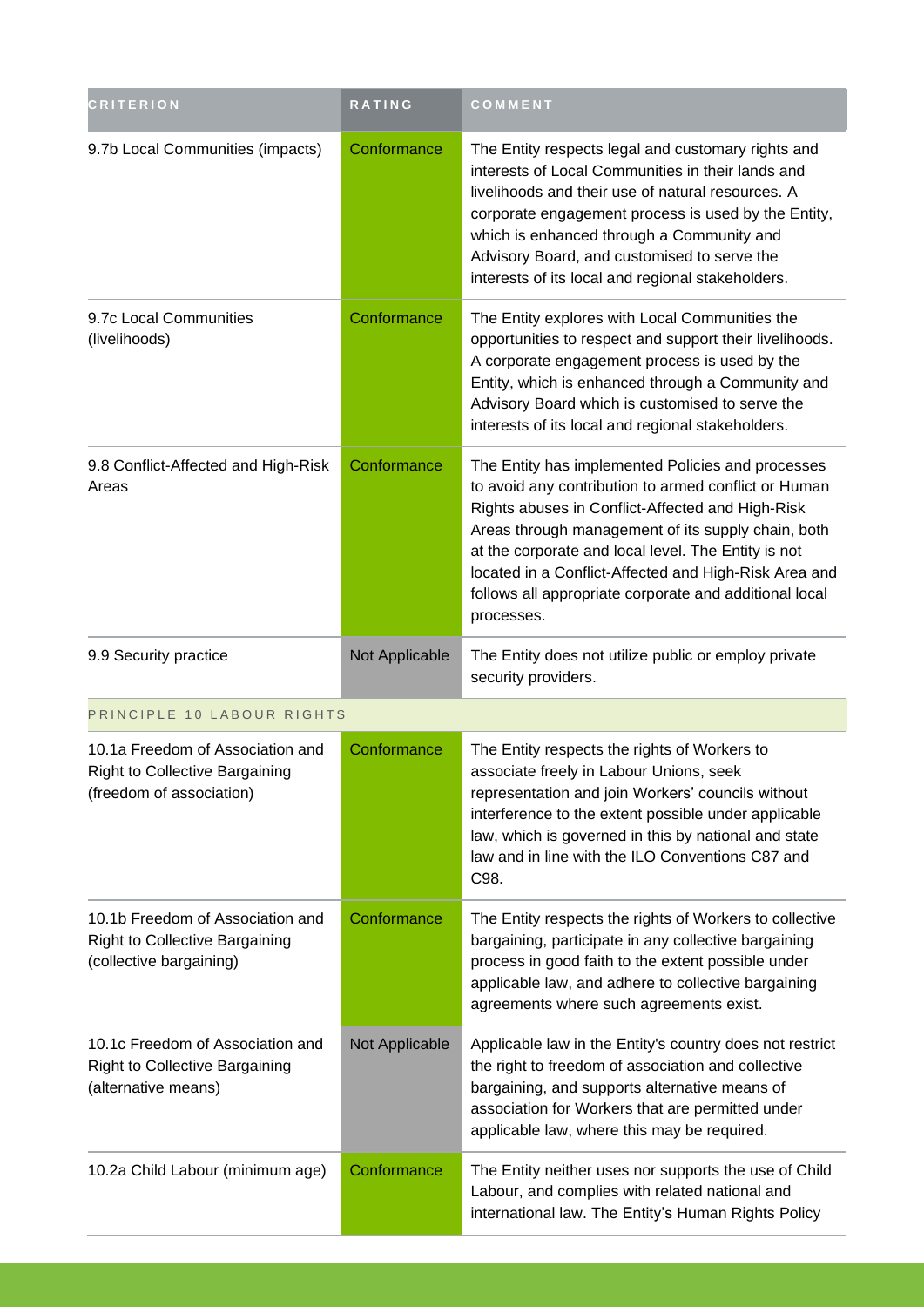| CRITERION | RATING | COMMENT |
| --- | --- | --- |
| 9.7b Local Communities (impacts) | Conformance | The Entity respects legal and customary rights and interests of Local Communities in their lands and livelihoods and their use of natural resources. A corporate engagement process is used by the Entity, which is enhanced through a Community and Advisory Board, and customised to serve the interests of its local and regional stakeholders. |
| 9.7c Local Communities (livelihoods) | Conformance | The Entity explores with Local Communities the opportunities to respect and support their livelihoods. A corporate engagement process is used by the Entity, which is enhanced through a Community and Advisory Board which is customised to serve the interests of its local and regional stakeholders. |
| 9.8 Conflict-Affected and High-Risk Areas | Conformance | The Entity has implemented Policies and processes to avoid any contribution to armed conflict or Human Rights abuses in Conflict-Affected and High-Risk Areas through management of its supply chain, both at the corporate and local level. The Entity is not located in a Conflict-Affected and High-Risk Area and follows all appropriate corporate and additional local processes. |
| 9.9 Security practice | Not Applicable | The Entity does not utilize public or employ private security providers. |
| PRINCIPLE 10 LABOUR RIGHTS | | |
| 10.1a Freedom of Association and Right to Collective Bargaining (freedom of association) | Conformance | The Entity respects the rights of Workers to associate freely in Labour Unions, seek representation and join Workers' councils without interference to the extent possible under applicable law, which is governed in this by national and state law and in line with the ILO Conventions C87 and C98. |
| 10.1b Freedom of Association and Right to Collective Bargaining (collective bargaining) | Conformance | The Entity respects the rights of Workers to collective bargaining, participate in any collective bargaining process in good faith to the extent possible under applicable law, and adhere to collective bargaining agreements where such agreements exist. |
| 10.1c Freedom of Association and Right to Collective Bargaining (alternative means) | Not Applicable | Applicable law in the Entity's country does not restrict the right to freedom of association and collective bargaining, and supports alternative means of association for Workers that are permitted under applicable law, where this may be required. |
| 10.2a Child Labour (minimum age) | Conformance | The Entity neither uses nor supports the use of Child Labour, and complies with related national and international law. The Entity's Human Rights Policy |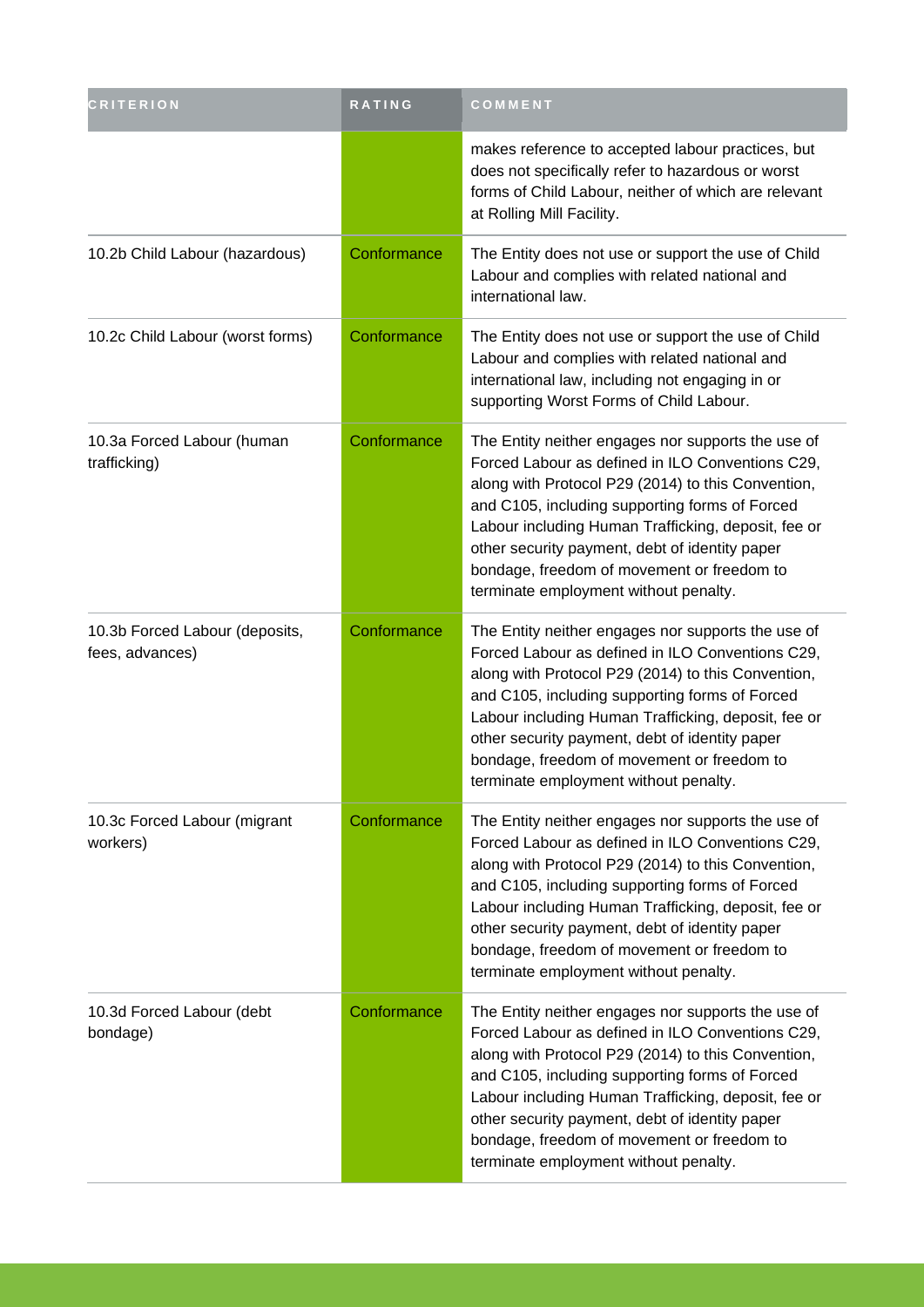| CRITERION | RATING | COMMENT |
| --- | --- | --- |
| | | makes reference to accepted labour practices, but does not specifically refer to hazardous or worst forms of Child Labour, neither of which are relevant at Rolling Mill Facility. |
| 10.2b Child Labour (hazardous) | Conformance | The Entity does not use or support the use of Child Labour and complies with related national and international law. |
| 10.2c Child Labour (worst forms) | Conformance | The Entity does not use or support the use of Child Labour and complies with related national and international law, including not engaging in or supporting Worst Forms of Child Labour. |
| 10.3a Forced Labour (human trafficking) | Conformance | The Entity neither engages nor supports the use of Forced Labour as defined in ILO Conventions C29, along with Protocol P29 (2014) to this Convention, and C105, including supporting forms of Forced Labour including Human Trafficking, deposit, fee or other security payment, debt of identity paper bondage, freedom of movement or freedom to terminate employment without penalty. |
| 10.3b Forced Labour (deposits, fees, advances) | Conformance | The Entity neither engages nor supports the use of Forced Labour as defined in ILO Conventions C29, along with Protocol P29 (2014) to this Convention, and C105, including supporting forms of Forced Labour including Human Trafficking, deposit, fee or other security payment, debt of identity paper bondage, freedom of movement or freedom to terminate employment without penalty. |
| 10.3c Forced Labour (migrant workers) | Conformance | The Entity neither engages nor supports the use of Forced Labour as defined in ILO Conventions C29, along with Protocol P29 (2014) to this Convention, and C105, including supporting forms of Forced Labour including Human Trafficking, deposit, fee or other security payment, debt of identity paper bondage, freedom of movement or freedom to terminate employment without penalty. |
| 10.3d Forced Labour (debt bondage) | Conformance | The Entity neither engages nor supports the use of Forced Labour as defined in ILO Conventions C29, along with Protocol P29 (2014) to this Convention, and C105, including supporting forms of Forced Labour including Human Trafficking, deposit, fee or other security payment, debt of identity paper bondage, freedom of movement or freedom to terminate employment without penalty. |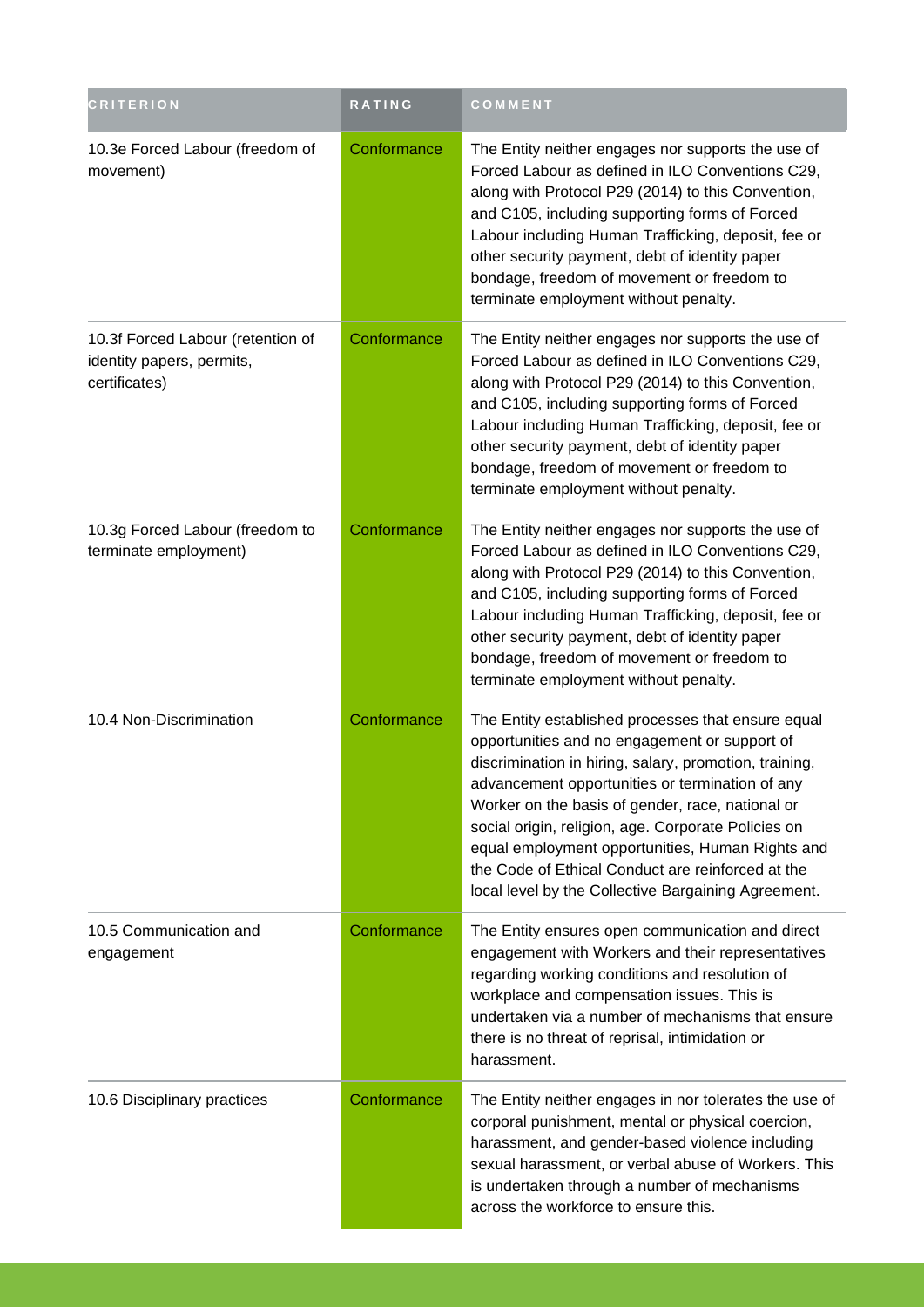| CRITERION | RATING | COMMENT |
| --- | --- | --- |
| 10.3e Forced Labour (freedom of movement) | Conformance | The Entity neither engages nor supports the use of Forced Labour as defined in ILO Conventions C29, along with Protocol P29 (2014) to this Convention, and C105, including supporting forms of Forced Labour including Human Trafficking, deposit, fee or other security payment, debt of identity paper bondage, freedom of movement or freedom to terminate employment without penalty. |
| 10.3f Forced Labour (retention of identity papers, permits, certificates) | Conformance | The Entity neither engages nor supports the use of Forced Labour as defined in ILO Conventions C29, along with Protocol P29 (2014) to this Convention, and C105, including supporting forms of Forced Labour including Human Trafficking, deposit, fee or other security payment, debt of identity paper bondage, freedom of movement or freedom to terminate employment without penalty. |
| 10.3g Forced Labour (freedom to terminate employment) | Conformance | The Entity neither engages nor supports the use of Forced Labour as defined in ILO Conventions C29, along with Protocol P29 (2014) to this Convention, and C105, including supporting forms of Forced Labour including Human Trafficking, deposit, fee or other security payment, debt of identity paper bondage, freedom of movement or freedom to terminate employment without penalty. |
| 10.4 Non-Discrimination | Conformance | The Entity established processes that ensure equal opportunities and no engagement or support of discrimination in hiring, salary, promotion, training, advancement opportunities or termination of any Worker on the basis of gender, race, national or social origin, religion, age. Corporate Policies on equal employment opportunities, Human Rights and the Code of Ethical Conduct are reinforced at the local level by the Collective Bargaining Agreement. |
| 10.5 Communication and engagement | Conformance | The Entity ensures open communication and direct engagement with Workers and their representatives regarding working conditions and resolution of workplace and compensation issues. This is undertaken via a number of mechanisms that ensure there is no threat of reprisal, intimidation or harassment. |
| 10.6 Disciplinary practices | Conformance | The Entity neither engages in nor tolerates the use of corporal punishment, mental or physical coercion, harassment, and gender-based violence including sexual harassment, or verbal abuse of Workers. This is undertaken through a number of mechanisms across the workforce to ensure this. |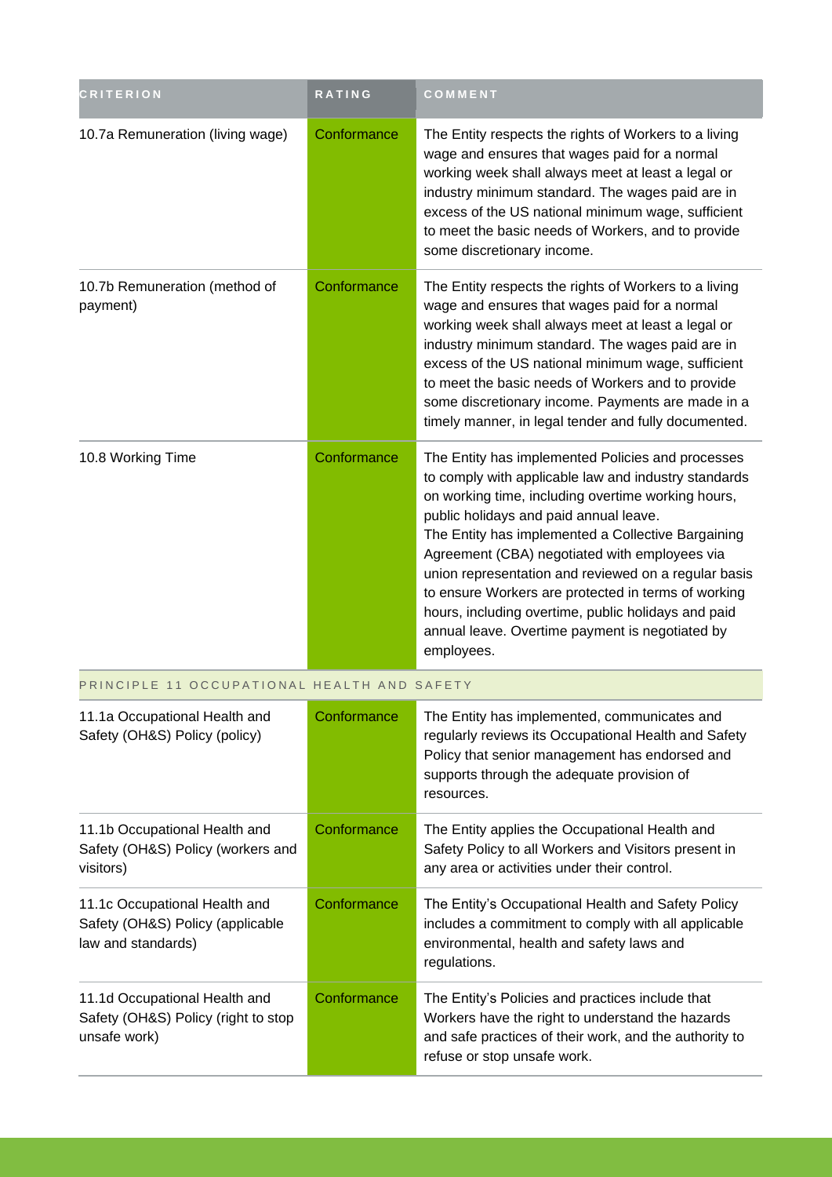| CRITERION | RATING | COMMENT |
| --- | --- | --- |
| 10.7a Remuneration (living wage) | Conformance | The Entity respects the rights of Workers to a living wage and ensures that wages paid for a normal working week shall always meet at least a legal or industry minimum standard. The wages paid are in excess of the US national minimum wage, sufficient to meet the basic needs of Workers, and to provide some discretionary income. |
| 10.7b Remuneration (method of payment) | Conformance | The Entity respects the rights of Workers to a living wage and ensures that wages paid for a normal working week shall always meet at least a legal or industry minimum standard. The wages paid are in excess of the US national minimum wage, sufficient to meet the basic needs of Workers and to provide some discretionary income. Payments are made in a timely manner, in legal tender and fully documented. |
| 10.8 Working Time | Conformance | The Entity has implemented Policies and processes to comply with applicable law and industry standards on working time, including overtime working hours, public holidays and paid annual leave.<br>The Entity has implemented a Collective Bargaining Agreement (CBA) negotiated with employees via union representation and reviewed on a regular basis to ensure Workers are protected in terms of working hours, including overtime, public holidays and paid annual leave. Overtime payment is negotiated by employees. |
| PRINCIPLE 11 OCCUPATIONAL HEALTH AND SAFETY | | |
| 11.1a Occupational Health and Safety (OH&S) Policy (policy) | Conformance | The Entity has implemented, communicates and regularly reviews its Occupational Health and Safety Policy that senior management has endorsed and supports through the adequate provision of resources. |
| 11.1b Occupational Health and Safety (OH&S) Policy (workers and visitors) | Conformance | The Entity applies the Occupational Health and Safety Policy to all Workers and Visitors present in any area or activities under their control. |
| 11.1c Occupational Health and Safety (OH&S) Policy (applicable law and standards) | Conformance | The Entity's Occupational Health and Safety Policy includes a commitment to comply with all applicable environmental, health and safety laws and regulations. |
| 11.1d Occupational Health and Safety (OH&S) Policy (right to stop unsafe work) | Conformance | The Entity's Policies and practices include that Workers have the right to understand the hazards and safe practices of their work, and the authority to refuse or stop unsafe work. |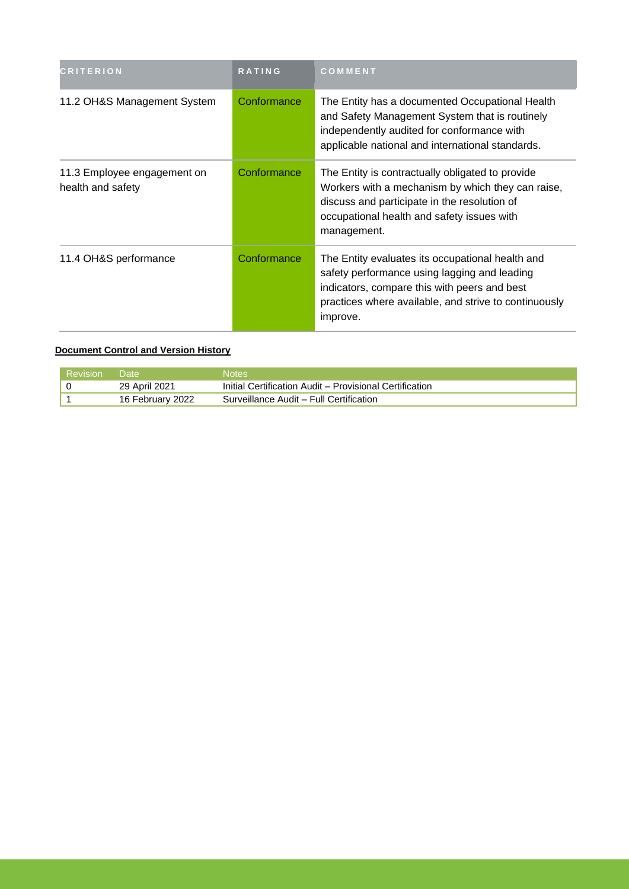| CRITERION | RATING | COMMENT |
|---|---|---|
| 11.2 OH&S Management System | Conformance | The Entity has a documented Occupational Health and Safety Management System that is routinely independently audited for conformance with applicable national and international standards. |
| 11.3 Employee engagement on health and safety | Conformance | The Entity is contractually obligated to provide Workers with a mechanism by which they can raise, discuss and participate in the resolution of occupational health and safety issues with management. |
| 11.4 OH&S performance | Conformance | The Entity evaluates its occupational health and safety performance using lagging and leading indicators, compare this with peers and best practices where available, and strive to continuously improve. |

**Document Control and Version History**

| Revision | Date | Notes |
|---|---|---|
| 0 | 29 April 2021 | Initial Certification Audit – Provisional Certification |
| 1 | 16 February 2022 | Surveillance Audit – Full Certification |